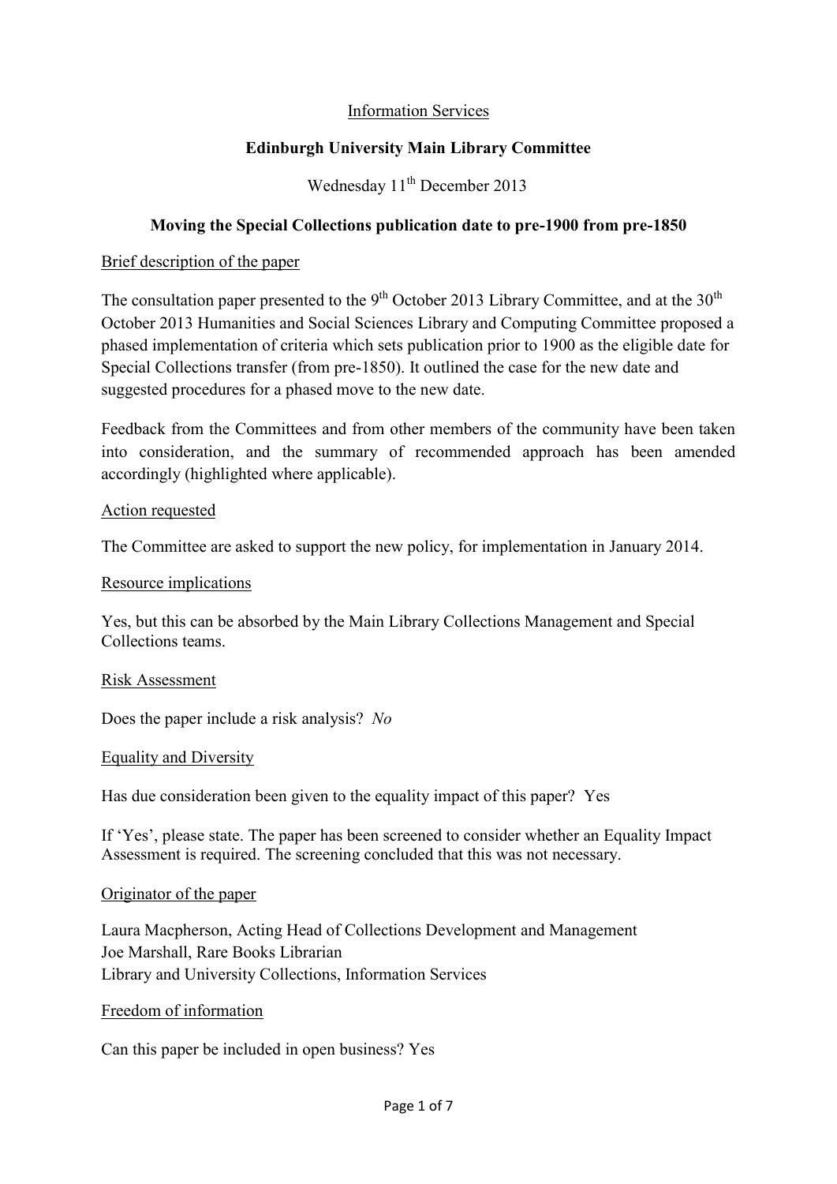Information Services

**Edinburgh University Main Library Committee**

Wednesday 11th December 2013

**Moving the Special Collections publication date to pre-1900 from pre-1850**

Brief description of the paper

The consultation paper presented to the 9th October 2013 Library Committee, and at the 30th October 2013 Humanities and Social Sciences Library and Computing Committee proposed a phased implementation of criteria which sets publication prior to 1900 as the eligible date for Special Collections transfer (from pre-1850). It outlined the case for the new date and suggested procedures for a phased move to the new date.

Feedback from the Committees and from other members of the community have been taken into consideration, and the summary of recommended approach has been amended accordingly (highlighted where applicable).

Action requested

The Committee are asked to support the new policy, for implementation in January 2014.

Resource implications

Yes, but this can be absorbed by the Main Library Collections Management and Special Collections teams.

Risk Assessment

Does the paper include a risk analysis? *No*

Equality and Diversity

Has due consideration been given to the equality impact of this paper? Yes

If 'Yes', please state. The paper has been screened to consider whether an Equality Impact Assessment is required. The screening concluded that this was not necessary.

Originator of the paper

Laura Macpherson, Acting Head of Collections Development and Management
Joe Marshall, Rare Books Librarian
Library and University Collections, Information Services

Freedom of information

Can this paper be included in open business? Yes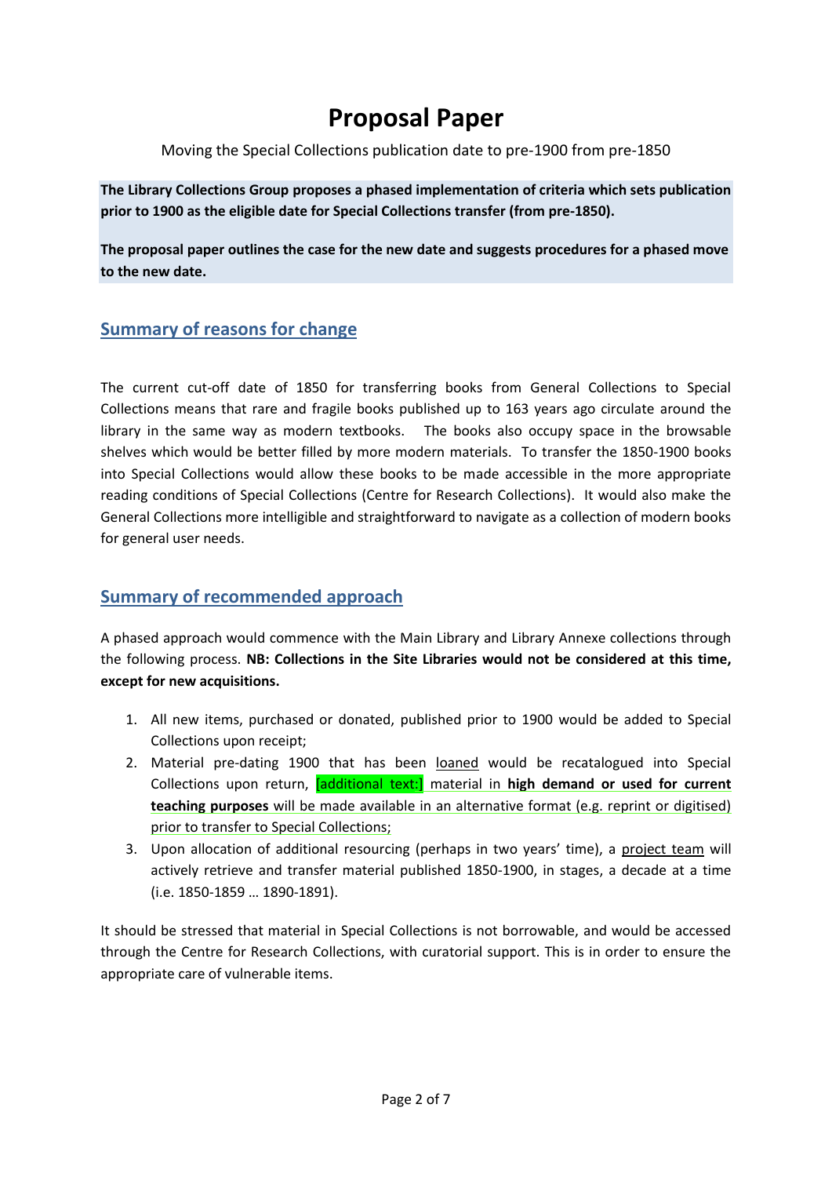# Proposal Paper

Moving the Special Collections publication date to pre-1900 from pre-1850

**The Library Collections Group proposes a phased implementation of criteria which sets publication prior to 1900 as the eligible date for Special Collections transfer (from pre-1850).**

**The proposal paper outlines the case for the new date and suggests procedures for a phased move to the new date.**

## Summary of reasons for change

The current cut-off date of 1850 for transferring books from General Collections to Special Collections means that rare and fragile books published up to 163 years ago circulate around the library in the same way as modern textbooks. The books also occupy space in the browsable shelves which would be better filled by more modern materials. To transfer the 1850-1900 books into Special Collections would allow these books to be made accessible in the more appropriate reading conditions of Special Collections (Centre for Research Collections). It would also make the General Collections more intelligible and straightforward to navigate as a collection of modern books for general user needs.

## Summary of recommended approach

A phased approach would commence with the Main Library and Library Annexe collections through the following process. **NB: Collections in the Site Libraries would not be considered at this time, except for new acquisitions.**

1. All new items, purchased or donated, published prior to 1900 would be added to Special Collections upon receipt;
2. Material pre-dating 1900 that has been loaned would be recatalogued into Special Collections upon return, [additional text:] material in **high demand or used for current teaching purposes** will be made available in an alternative format (e.g. reprint or digitised) prior to transfer to Special Collections;
3. Upon allocation of additional resourcing (perhaps in two years' time), a project team will actively retrieve and transfer material published 1850-1900, in stages, a decade at a time (i.e. 1850-1859 … 1890-1891).

It should be stressed that material in Special Collections is not borrowable, and would be accessed through the Centre for Research Collections, with curatorial support. This is in order to ensure the appropriate care of vulnerable items.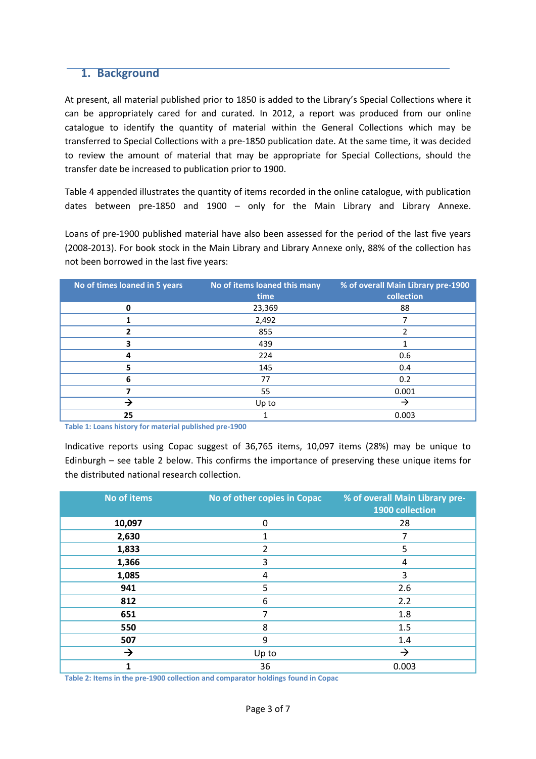## 1. Background

At present, all material published prior to 1850 is added to the Library's Special Collections where it can be appropriately cared for and curated. In 2012, a report was produced from our online catalogue to identify the quantity of material within the General Collections which may be transferred to Special Collections with a pre-1850 publication date. At the same time, it was decided to review the amount of material that may be appropriate for Special Collections, should the transfer date be increased to publication prior to 1900.

Table 4 appended illustrates the quantity of items recorded in the online catalogue, with publication dates between pre-1850 and 1900 – only for the Main Library and Library Annexe.

Loans of pre-1900 published material have also been assessed for the period of the last five years (2008-2013). For book stock in the Main Library and Library Annexe only, 88% of the collection has not been borrowed in the last five years:

| No of times loaned in 5 years | No of items loaned this many time | % of overall Main Library pre-1900 collection |
|---|---|---|
| **0** | 23,369 | 88 |
| **1** | 2,492 | 7 |
| **2** | 855 | 2 |
| **3** | 439 | 1 |
| **4** | 224 | 0.6 |
| **5** | 145 | 0.4 |
| **6** | 77 | 0.2 |
| **7** | 55 | 0.001 |
| **→** | Up to | → |
| **25** | 1 | 0.003 |

Table 1: Loans history for material published pre-1900

Indicative reports using Copac suggest of 36,765 items, 10,097 items (28%) may be unique to Edinburgh – see table 2 below. This confirms the importance of preserving these unique items for the distributed national research collection.

| No of items | No of other copies in Copac | % of overall Main Library pre-1900 collection |
|---|---|---|
| **10,097** | 0 | 28 |
| **2,630** | 1 | 7 |
| **1,833** | 2 | 5 |
| **1,366** | 3 | 4 |
| **1,085** | 4 | 3 |
| **941** | 5 | 2.6 |
| **812** | 6 | 2.2 |
| **651** | 7 | 1.8 |
| **550** | 8 | 1.5 |
| **507** | 9 | 1.4 |
| **→** | Up to | → |
| **1** | 36 | 0.003 |

Table 2: Items in the pre-1900 collection and comparator holdings found in Copac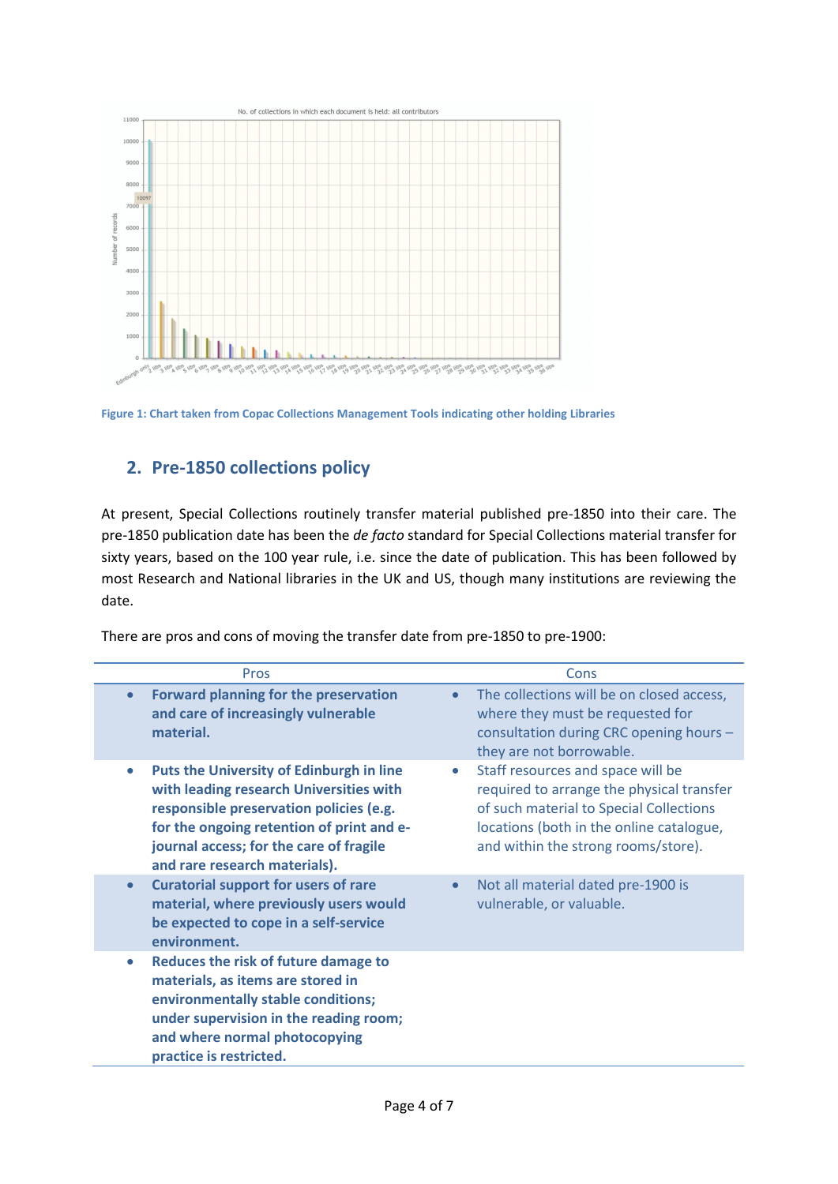No. of collections in which each document is held: all contributors

11000
10000
9000
8000
7000
6000
5000
4000
3000
2000
1000
0

Number of records

10097

Edinburgh only, 2 libs, 3 libs, 4 libs, 5 libs, 6 libs, 7 libs, 8 libs, 9 libs, 10 libs, 11 libs, 12 libs, 13 libs, 14 libs, 15 libs, 16 libs, 17 libs, 18 libs, 19 libs, 20 libs, 21 libs, 22 libs, 23 libs, 24 libs, 25 libs, 26 libs, 27 libs, 28 libs, 29 libs, 30 libs, 31 libs, 32 libs, 33 libs, 34 libs, 35 libs, 36 libs

**Figure 1: Chart taken from Copac Collections Management Tools indicating other holding Libraries**

## 2. Pre-1850 collections policy

At present, Special Collections routinely transfer material published pre-1850 into their care. The pre-1850 publication date has been the *de facto* standard for Special Collections material transfer for sixty years, based on the 100 year rule, i.e. since the date of publication. This has been followed by most Research and National libraries in the UK and US, though many institutions are reviewing the date.

There are pros and cons of moving the transfer date from pre-1850 to pre-1900:

| Pros | Cons |
|---|---|
| • **Forward planning for the preservation and care of increasingly vulnerable material.** | • The collections will be on closed access, where they must be requested for consultation during CRC opening hours – they are not borrowable. |
| • **Puts the University of Edinburgh in line with leading research Universities with responsible preservation policies (e.g. for the ongoing retention of print and e-journal access; for the care of fragile and rare research materials).** | • Staff resources and space will be required to arrange the physical transfer of such material to Special Collections locations (both in the online catalogue, and within the strong rooms/store). |
| • **Curatorial support for users of rare material, where previously users would be expected to cope in a self-service environment.** | • Not all material dated pre-1900 is vulnerable, or valuable. |
| • **Reduces the risk of future damage to materials, as items are stored in environmentally stable conditions; under supervision in the reading room; and where normal photocopying practice is restricted.** | |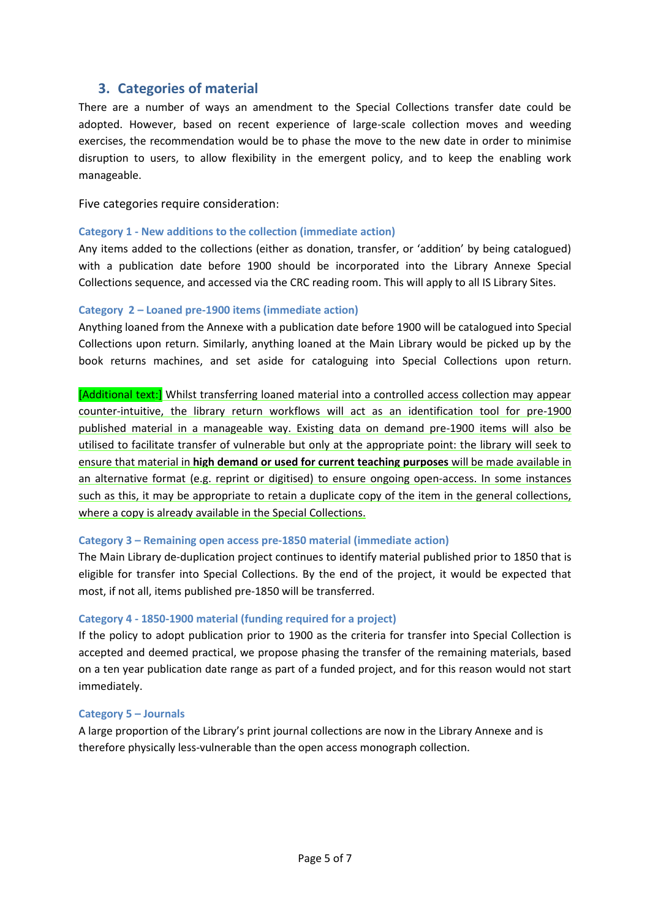## 3. Categories of material

There are a number of ways an amendment to the Special Collections transfer date could be adopted. However, based on recent experience of large-scale collection moves and weeding exercises, the recommendation would be to phase the move to the new date in order to minimise disruption to users, to allow flexibility in the emergent policy, and to keep the enabling work manageable.

Five categories require consideration:

### Category 1 - New additions to the collection (immediate action)

Any items added to the collections (either as donation, transfer, or 'addition' by being catalogued) with a publication date before 1900 should be incorporated into the Library Annexe Special Collections sequence, and accessed via the CRC reading room. This will apply to all IS Library Sites.

### Category 2 – Loaned pre-1900 items (immediate action)

Anything loaned from the Annexe with a publication date before 1900 will be catalogued into Special Collections upon return. Similarly, anything loaned at the Main Library would be picked up by the book returns machines, and set aside for cataloguing into Special Collections upon return.

[Additional text:] Whilst transferring loaned material into a controlled access collection may appear counter-intuitive, the library return workflows will act as an identification tool for pre-1900 published material in a manageable way. Existing data on demand pre-1900 items will also be utilised to facilitate transfer of vulnerable but only at the appropriate point: the library will seek to ensure that material in **high demand or used for current teaching purposes** will be made available in an alternative format (e.g. reprint or digitised) to ensure ongoing open-access. In some instances such as this, it may be appropriate to retain a duplicate copy of the item in the general collections, where a copy is already available in the Special Collections.

### Category 3 – Remaining open access pre-1850 material (immediate action)

The Main Library de-duplication project continues to identify material published prior to 1850 that is eligible for transfer into Special Collections. By the end of the project, it would be expected that most, if not all, items published pre-1850 will be transferred.

### Category 4 - 1850-1900 material (funding required for a project)

If the policy to adopt publication prior to 1900 as the criteria for transfer into Special Collection is accepted and deemed practical, we propose phasing the transfer of the remaining materials, based on a ten year publication date range as part of a funded project, and for this reason would not start immediately.

### Category 5 – Journals

A large proportion of the Library's print journal collections are now in the Library Annexe and is therefore physically less-vulnerable than the open access monograph collection.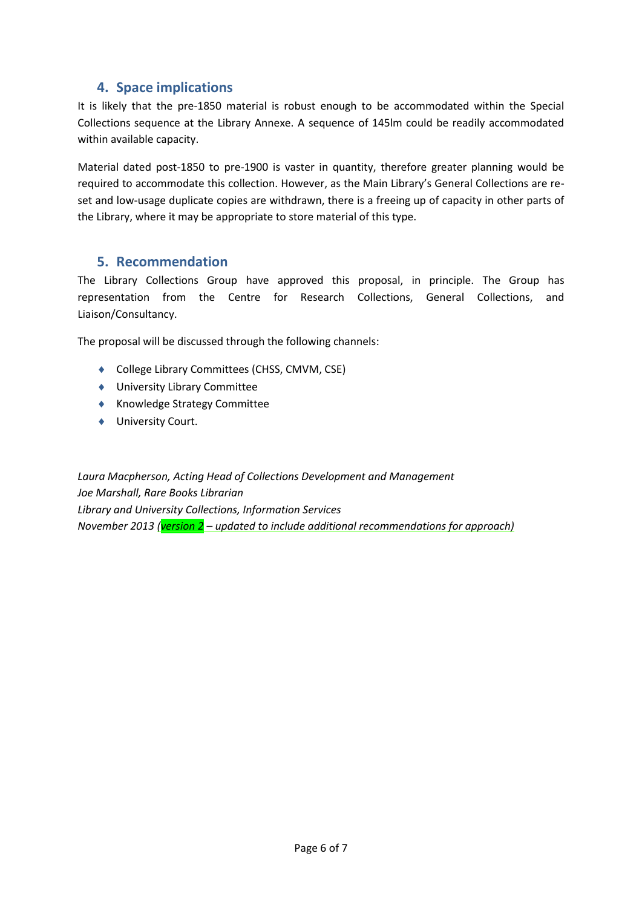## 4. Space implications

It is likely that the pre-1850 material is robust enough to be accommodated within the Special Collections sequence at the Library Annexe. A sequence of 145lm could be readily accommodated within available capacity.

Material dated post-1850 to pre-1900 is vaster in quantity, therefore greater planning would be required to accommodate this collection. However, as the Main Library's General Collections are re-set and low-usage duplicate copies are withdrawn, there is a freeing up of capacity in other parts of the Library, where it may be appropriate to store material of this type.

## 5. Recommendation

The Library Collections Group have approved this proposal, in principle. The Group has representation from the Centre for Research Collections, General Collections, and Liaison/Consultancy.

The proposal will be discussed through the following channels:

- College Library Committees (CHSS, CMVM, CSE)
- University Library Committee
- Knowledge Strategy Committee
- University Court.

*Laura Macpherson, Acting Head of Collections Development and Management*
*Joe Marshall, Rare Books Librarian*
*Library and University Collections, Information Services*
*November 2013 (version 2 – updated to include additional recommendations for approach)*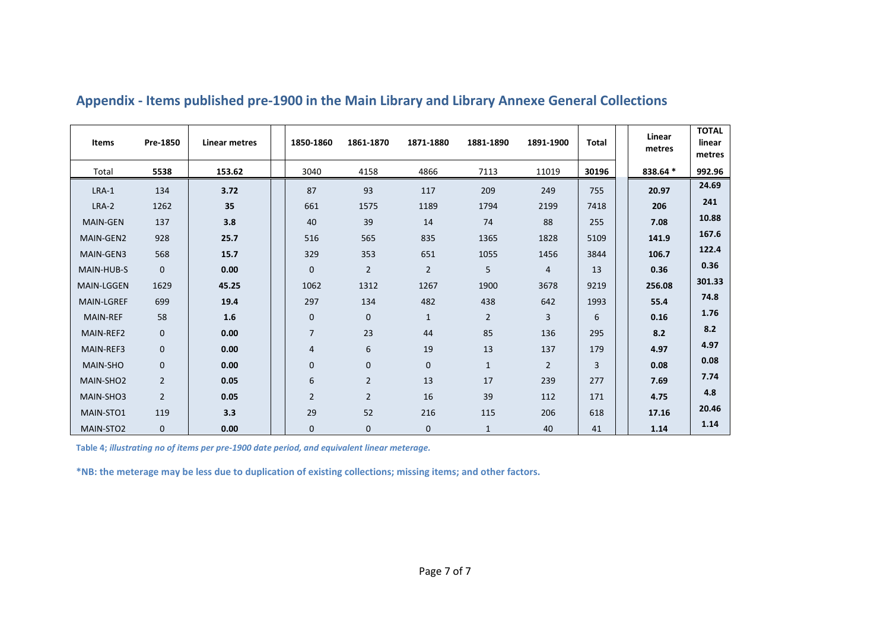## Appendix - Items published pre-1900 in the Main Library and Library Annexe General Collections

| Items | Pre-1850 | Linear metres | | 1850-1860 | 1861-1870 | 1871-1880 | 1881-1890 | 1891-1900 | Total | | Linear metres | TOTAL linear metres |
|---|---|---|---|---|---|---|---|---|---|---|---|---|
| Total | **5538** | **153.62** | | 3040 | 4158 | 4866 | 7113 | 11019 | **30196** | | **838.64 *** | **992.96** |
| LRA-1 | 134 | **3.72** | | 87 | 93 | 117 | 209 | 249 | 755 | | **20.97** | **24.69** |
| LRA-2 | 1262 | **35** | | 661 | 1575 | 1189 | 1794 | 2199 | 7418 | | **206** | **241** |
| MAIN-GEN | 137 | **3.8** | | 40 | 39 | 14 | 74 | 88 | 255 | | **7.08** | **10.88** |
| MAIN-GEN2 | 928 | **25.7** | | 516 | 565 | 835 | 1365 | 1828 | 5109 | | **141.9** | **167.6** |
| MAIN-GEN3 | 568 | **15.7** | | 329 | 353 | 651 | 1055 | 1456 | 3844 | | **106.7** | **122.4** |
| MAIN-HUB-S | 0 | **0.00** | | 0 | 2 | 2 | 5 | 4 | 13 | | **0.36** | **0.36** |
| MAIN-LGGEN | 1629 | **45.25** | | 1062 | 1312 | 1267 | 1900 | 3678 | 9219 | | **256.08** | **301.33** |
| MAIN-LGREF | 699 | **19.4** | | 297 | 134 | 482 | 438 | 642 | 1993 | | **55.4** | **74.8** |
| MAIN-REF | 58 | **1.6** | | 0 | 0 | 1 | 2 | 3 | 6 | | **0.16** | **1.76** |
| MAIN-REF2 | 0 | **0.00** | | 7 | 23 | 44 | 85 | 136 | 295 | | **8.2** | **8.2** |
| MAIN-REF3 | 0 | **0.00** | | 4 | 6 | 19 | 13 | 137 | 179 | | **4.97** | **4.97** |
| MAIN-SHO | 0 | **0.00** | | 0 | 0 | 0 | 1 | 2 | 3 | | **0.08** | **0.08** |
| MAIN-SHO2 | 2 | **0.05** | | 6 | 2 | 13 | 17 | 239 | 277 | | **7.69** | **7.74** |
| MAIN-SHO3 | 2 | **0.05** | | 2 | 2 | 16 | 39 | 112 | 171 | | **4.75** | **4.8** |
| MAIN-STO1 | 119 | **3.3** | | 29 | 52 | 216 | 115 | 206 | 618 | | **17.16** | **20.46** |
| MAIN-STO2 | 0 | **0.00** | | 0 | 0 | 0 | 1 | 40 | 41 | | **1.14** | **1.14** |

**Table 4;** ***illustrating no of items per pre-1900 date period, and equivalent linear meterage.***

**\*NB: the meterage may be less due to duplication of existing collections; missing items; and other factors.**